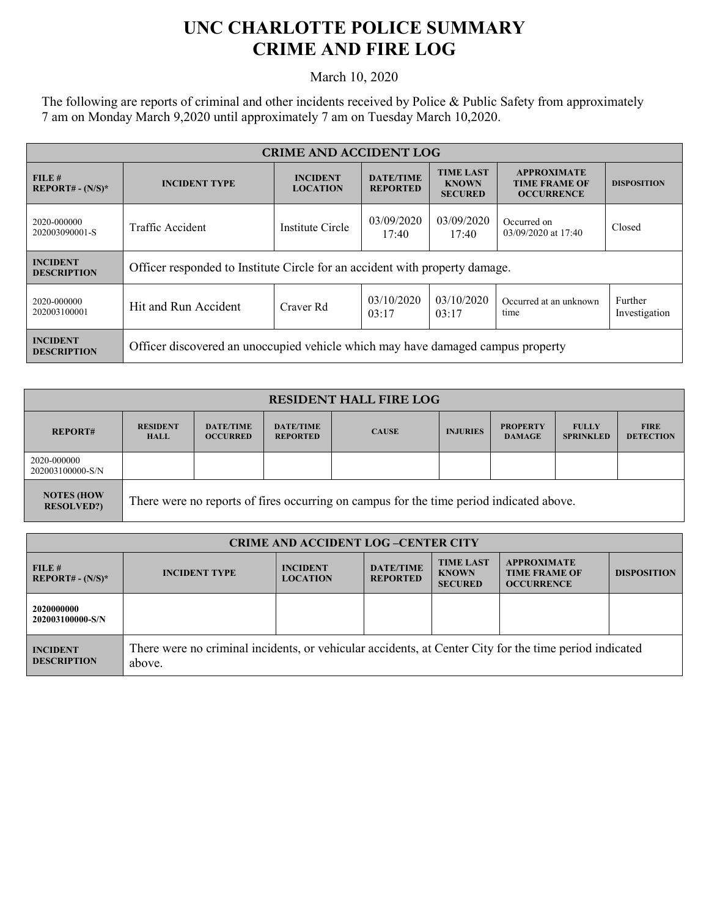# UNC CHARLOTTE POLICE SUMMARY
# CRIME AND FIRE LOG

March 10, 2020

The following are reports of criminal and other incidents received by Police & Public Safety from approximately 7 am on Monday March 9,2020 until approximately 7 am on Tuesday March 10,2020.

| CRIME AND ACCIDENT LOG | | | | | | |
|---|---|---|---|---|---|---|
| **FILE # REPORT# - (N/S)*** | **INCIDENT TYPE** | **INCIDENT LOCATION** | **DATE/TIME REPORTED** | **TIME LAST KNOWN SECURED** | **APPROXIMATE TIME FRAME OF OCCURRENCE** | **DISPOSITION** |
| 2020-000000 202003090001-S | Traffic Accident | Institute Circle | 03/09/2020 17:40 | 03/09/2020 17:40 | Occurred on 03/09/2020 at 17:40 | Closed |
| **INCIDENT DESCRIPTION** | Officer responded to Institute Circle for an accident with property damage. | | | | | |
| 2020-000000 202003100001 | Hit and Run Accident | Craver Rd | 03/10/2020 03:17 | 03/10/2020 03:17 | Occurred at an unknown time | Further Investigation |
| **INCIDENT DESCRIPTION** | Officer discovered an unoccupied vehicle which may have damaged campus property | | | | | |

| RESIDENT HALL FIRE LOG | | | | | | | | |
|---|---|---|---|---|---|---|---|---|
| **REPORT#** | **RESIDENT HALL** | **DATE/TIME OCCURRED** | **DATE/TIME REPORTED** | **CAUSE** | **INJURIES** | **PROPERTY DAMAGE** | **FULLY SPRINKLED** | **FIRE DETECTION** |
| 2020-000000 202003100000-S/N | | | | | | | | |
| **NOTES (HOW RESOLVED?)** | There were no reports of fires occurring on campus for the time period indicated above. | | | | | | | |

| CRIME AND ACCIDENT LOG –CENTER CITY | | | | | | |
|---|---|---|---|---|---|---|
| **FILE # REPORT# - (N/S)*** | **INCIDENT TYPE** | **INCIDENT LOCATION** | **DATE/TIME REPORTED** | **TIME LAST KNOWN SECURED** | **APPROXIMATE TIME FRAME OF OCCURRENCE** | **DISPOSITION** |
| **2020000000 202003100000-S/N** | | | | | | |
| **INCIDENT DESCRIPTION** | There were no criminal incidents, or vehicular accidents, at Center City for the time period indicated above. | | | | | |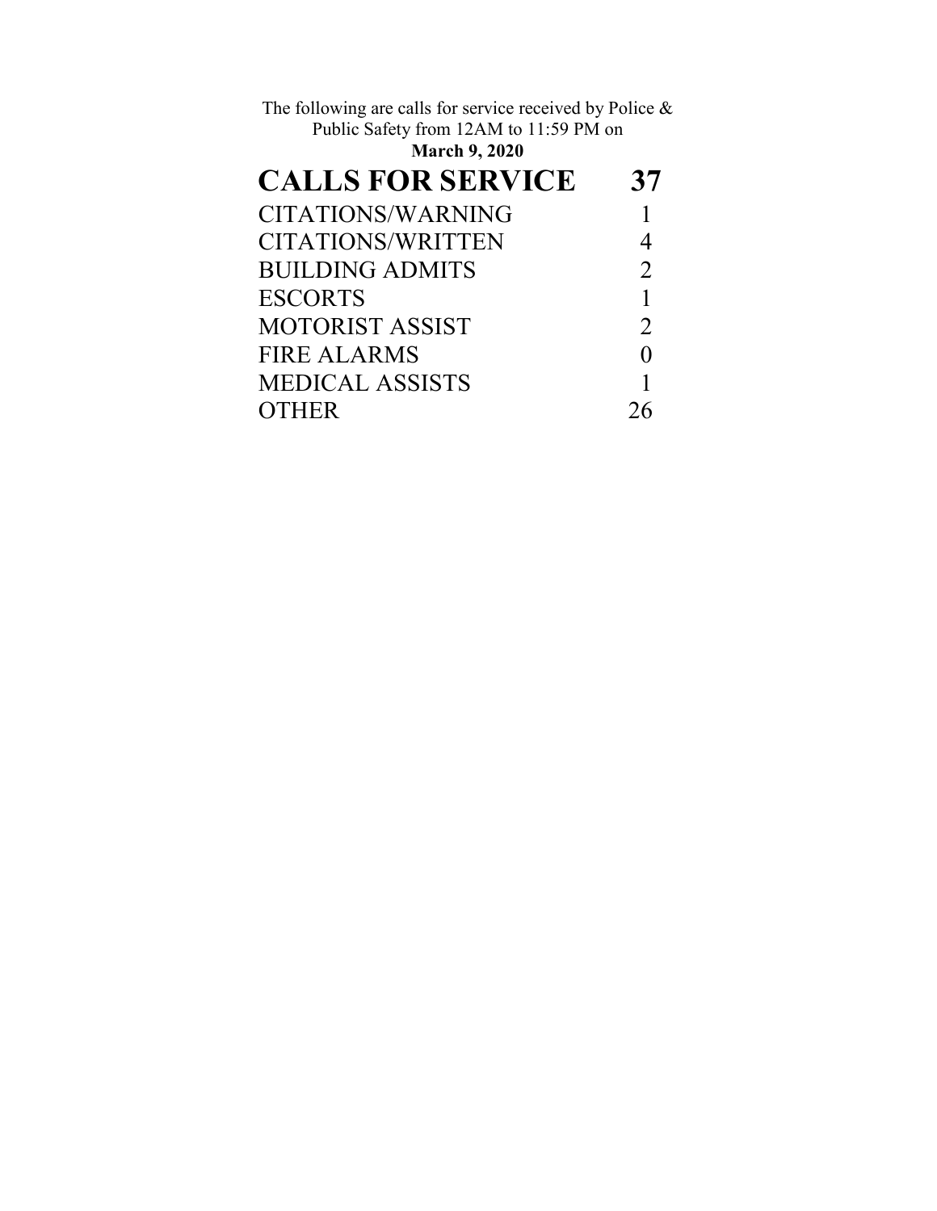The following are calls for service received by Police & Public Safety from 12AM to 11:59 PM on

**March 9, 2020**

| | |
|---|---|
| **CALLS FOR SERVICE** | **37** |
| CITATIONS/WARNING | 1 |
| CITATIONS/WRITTEN | 4 |
| BUILDING ADMITS | 2 |
| ESCORTS | 1 |
| MOTORIST ASSIST | 2 |
| FIRE ALARMS | 0 |
| MEDICAL ASSISTS | 1 |
| OTHER | 26 |